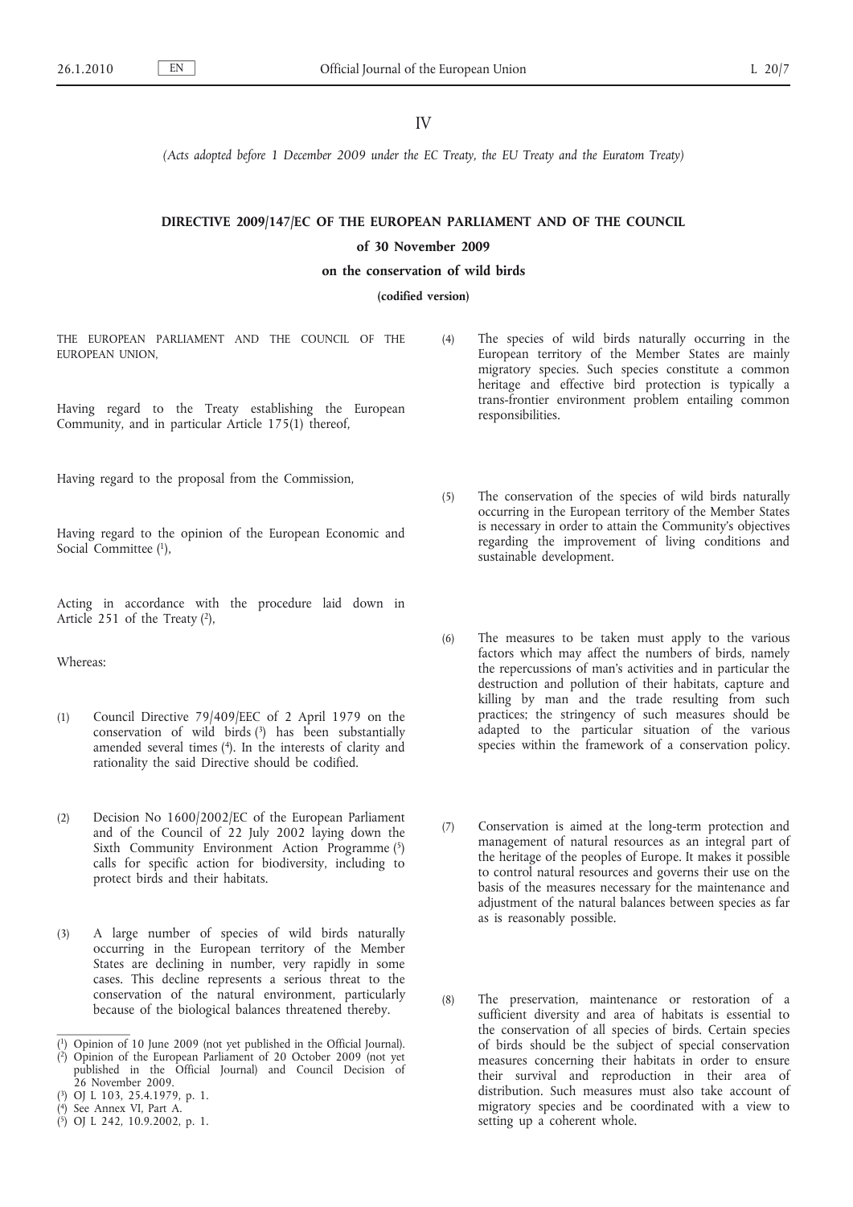IV

*(Acts adopted before 1 December 2009 under the EC Treaty, the EU Treaty and the Euratom Treaty)*

# DIRECTIVE 2009/147/EC OF THE EUROPEAN PARLIAMENT AND OF THE COUNCIL

## of 30 November 2009

## on the conservation of wild birds

**(codified version)**

THE EUROPEAN PARLIAMENT AND THE COUNCIL OF THE EUROPEAN UNION,

Having regard to the Treaty establishing the European Community, and in particular Article 175(1) thereof,

Having regard to the proposal from the Commission,

Having regard to the opinion of the European Economic and Social Committee [1],

Acting in accordance with the procedure laid down in Article 251 of the Treaty [2],

Whereas:

(1) Council Directive 79/409/EEC of 2 April 1979 on the conservation of wild birds [3] has been substantially amended several times [4]. In the interests of clarity and rationality the said Directive should be codified.

(2) Decision No 1600/2002/EC of the European Parliament and of the Council of 22 July 2002 laying down the Sixth Community Environment Action Programme [5] calls for specific action for biodiversity, including to protect birds and their habitats.

(3) A large number of species of wild birds naturally occurring in the European territory of the Member States are declining in number, very rapidly in some cases. This decline represents a serious threat to the conservation of the natural environment, particularly because of the biological balances threatened thereby.

(4) The species of wild birds naturally occurring in the European territory of the Member States are mainly migratory species. Such species constitute a common heritage and effective bird protection is typically a trans-frontier environment problem entailing common responsibilities.

(5) The conservation of the species of wild birds naturally occurring in the European territory of the Member States is necessary in order to attain the Community's objectives regarding the improvement of living conditions and sustainable development.

(6) The measures to be taken must apply to the various factors which may affect the numbers of birds, namely the repercussions of man's activities and in particular the destruction and pollution of their habitats, capture and killing by man and the trade resulting from such practices; the stringency of such measures should be adapted to the particular situation of the various species within the framework of a conservation policy.

(7) Conservation is aimed at the long-term protection and management of natural resources as an integral part of the heritage of the peoples of Europe. It makes it possible to control natural resources and governs their use on the basis of the measures necessary for the maintenance and adjustment of the natural balances between species as far as is reasonably possible.

(8) The preservation, maintenance or restoration of a sufficient diversity and area of habitats is essential to the conservation of all species of birds. Certain species of birds should be the subject of special conservation measures concerning their habitats in order to ensure their survival and reproduction in their area of distribution. Such measures must also take account of migratory species and be coordinated with a view to setting up a coherent whole.

---

[1] Opinion of 10 June 2009 (not yet published in the Official Journal).

[2] Opinion of the European Parliament of 20 October 2009 (not yet published in the Official Journal) and Council Decision of 26 November 2009.

[3] OJ L 103, 25.4.1979, p. 1.

[4] See Annex VI, Part A.

[5] OJ L 242, 10.9.2002, p. 1.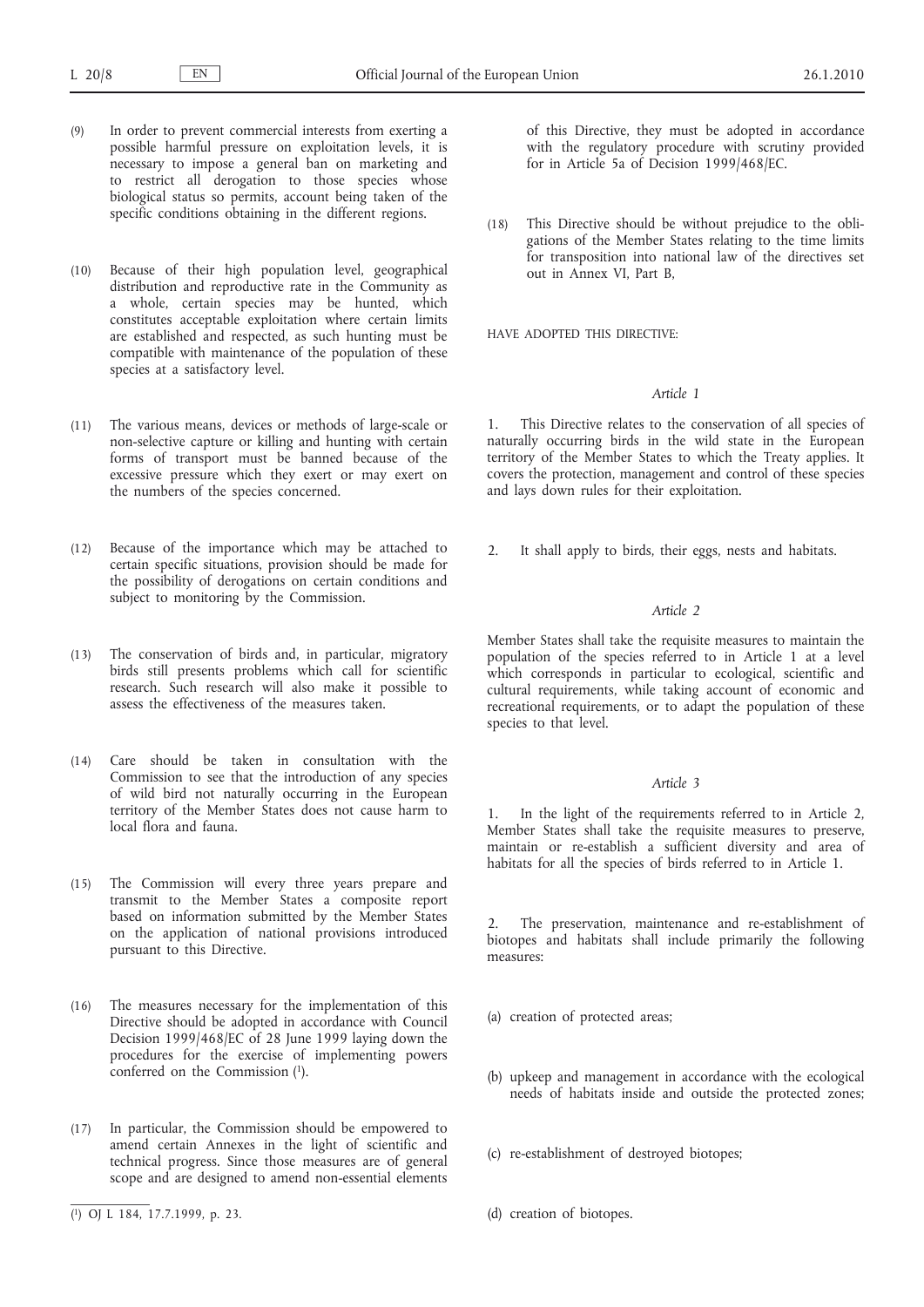(9) In order to prevent commercial interests from exerting a possible harmful pressure on exploitation levels, it is necessary to impose a general ban on marketing and to restrict all derogation to those species whose biological status so permits, account being taken of the specific conditions obtaining in the different regions.

(10) Because of their high population level, geographical distribution and reproductive rate in the Community as a whole, certain species may be hunted, which constitutes acceptable exploitation where certain limits are established and respected, as such hunting must be compatible with maintenance of the population of these species at a satisfactory level.

(11) The various means, devices or methods of large-scale or non-selective capture or killing and hunting with certain forms of transport must be banned because of the excessive pressure which they exert or may exert on the numbers of the species concerned.

(12) Because of the importance which may be attached to certain specific situations, provision should be made for the possibility of derogations on certain conditions and subject to monitoring by the Commission.

(13) The conservation of birds and, in particular, migratory birds still presents problems which call for scientific research. Such research will also make it possible to assess the effectiveness of the measures taken.

(14) Care should be taken in consultation with the Commission to see that the introduction of any species of wild bird not naturally occurring in the European territory of the Member States does not cause harm to local flora and fauna.

(15) The Commission will every three years prepare and transmit to the Member States a composite report based on information submitted by the Member States on the application of national provisions introduced pursuant to this Directive.

(16) The measures necessary for the implementation of this Directive should be adopted in accordance with Council Decision 1999/468/EC of 28 June 1999 laying down the procedures for the exercise of implementing powers conferred on the Commission [1].

(17) In particular, the Commission should be empowered to amend certain Annexes in the light of scientific and technical progress. Since those measures are of general scope and are designed to amend non-essential elements of this Directive, they must be adopted in accordance with the regulatory procedure with scrutiny provided for in Article 5a of Decision 1999/468/EC.

(18) This Directive should be without prejudice to the obligations of the Member States relating to the time limits for transposition into national law of the directives set out in Annex VI, Part B,

HAVE ADOPTED THIS DIRECTIVE:

*Article 1*

1. This Directive relates to the conservation of all species of naturally occurring birds in the wild state in the European territory of the Member States to which the Treaty applies. It covers the protection, management and control of these species and lays down rules for their exploitation.

2. It shall apply to birds, their eggs, nests and habitats.

*Article 2*

Member States shall take the requisite measures to maintain the population of the species referred to in Article 1 at a level which corresponds in particular to ecological, scientific and cultural requirements, while taking account of economic and recreational requirements, or to adapt the population of these species to that level.

*Article 3*

1. In the light of the requirements referred to in Article 2, Member States shall take the requisite measures to preserve, maintain or re-establish a sufficient diversity and area of habitats for all the species of birds referred to in Article 1.

2. The preservation, maintenance and re-establishment of biotopes and habitats shall include primarily the following measures:

(a) creation of protected areas;

(b) upkeep and management in accordance with the ecological needs of habitats inside and outside the protected zones;

(c) re-establishment of destroyed biotopes;

(d) creation of biotopes.

---

[1] OJ L 184, 17.7.1999, p. 23.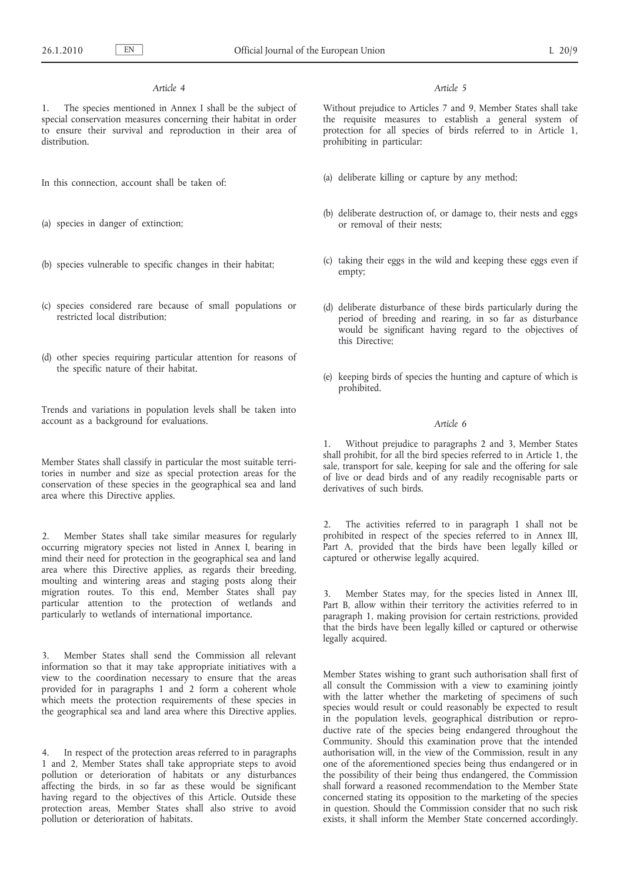*Article 4*

1. The species mentioned in Annex I shall be the subject of special conservation measures concerning their habitat in order to ensure their survival and reproduction in their area of distribution.

In this connection, account shall be taken of:

(a) species in danger of extinction;

(b) species vulnerable to specific changes in their habitat;

(c) species considered rare because of small populations or restricted local distribution;

(d) other species requiring particular attention for reasons of the specific nature of their habitat.

Trends and variations in population levels shall be taken into account as a background for evaluations.

Member States shall classify in particular the most suitable territories in number and size as special protection areas for the conservation of these species in the geographical sea and land area where this Directive applies.

2. Member States shall take similar measures for regularly occurring migratory species not listed in Annex I, bearing in mind their need for protection in the geographical sea and land area where this Directive applies, as regards their breeding, moulting and wintering areas and staging posts along their migration routes. To this end, Member States shall pay particular attention to the protection of wetlands and particularly to wetlands of international importance.

3. Member States shall send the Commission all relevant information so that it may take appropriate initiatives with a view to the coordination necessary to ensure that the areas provided for in paragraphs 1 and 2 form a coherent whole which meets the protection requirements of these species in the geographical sea and land area where this Directive applies.

4. In respect of the protection areas referred to in paragraphs 1 and 2, Member States shall take appropriate steps to avoid pollution or deterioration of habitats or any disturbances affecting the birds, in so far as these would be significant having regard to the objectives of this Article. Outside these protection areas, Member States shall also strive to avoid pollution or deterioration of habitats.

*Article 5*

Without prejudice to Articles 7 and 9, Member States shall take the requisite measures to establish a general system of protection for all species of birds referred to in Article 1, prohibiting in particular:

(a) deliberate killing or capture by any method;

(b) deliberate destruction of, or damage to, their nests and eggs or removal of their nests;

(c) taking their eggs in the wild and keeping these eggs even if empty;

(d) deliberate disturbance of these birds particularly during the period of breeding and rearing, in so far as disturbance would be significant having regard to the objectives of this Directive;

(e) keeping birds of species the hunting and capture of which is prohibited.

*Article 6*

1. Without prejudice to paragraphs 2 and 3, Member States shall prohibit, for all the bird species referred to in Article 1, the sale, transport for sale, keeping for sale and the offering for sale of live or dead birds and of any readily recognisable parts or derivatives of such birds.

2. The activities referred to in paragraph 1 shall not be prohibited in respect of the species referred to in Annex III, Part A, provided that the birds have been legally killed or captured or otherwise legally acquired.

3. Member States may, for the species listed in Annex III, Part B, allow within their territory the activities referred to in paragraph 1, making provision for certain restrictions, provided that the birds have been legally killed or captured or otherwise legally acquired.

Member States wishing to grant such authorisation shall first of all consult the Commission with a view to examining jointly with the latter whether the marketing of specimens of such species would result or could reasonably be expected to result in the population levels, geographical distribution or reproductive rate of the species being endangered throughout the Community. Should this examination prove that the intended authorisation will, in the view of the Commission, result in any one of the aforementioned species being thus endangered or in the possibility of their being thus endangered, the Commission shall forward a reasoned recommendation to the Member State concerned stating its opposition to the marketing of the species in question. Should the Commission consider that no such risk exists, it shall inform the Member State concerned accordingly.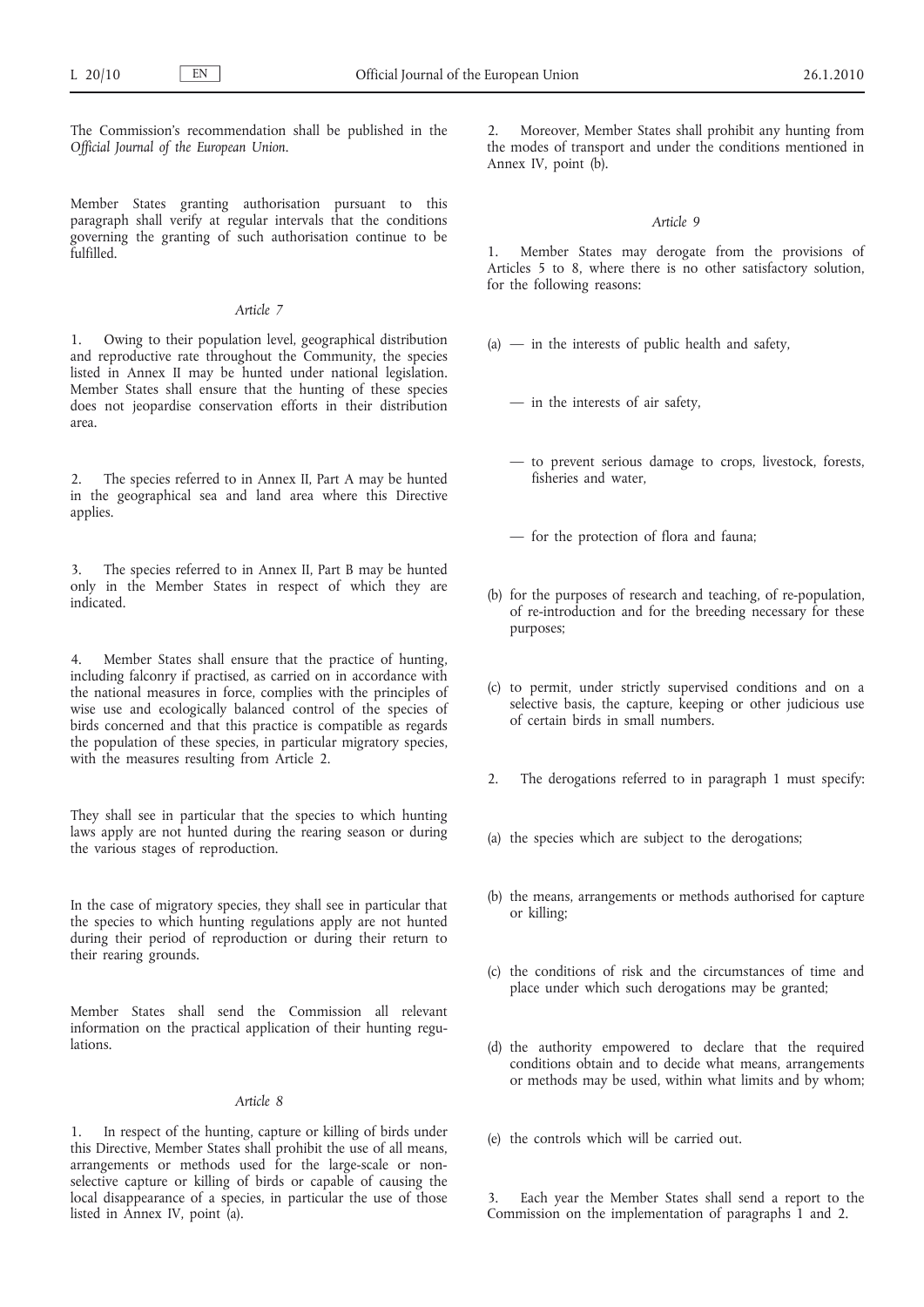The Commission's recommendation shall be published in the *Official Journal of the European Union*.

Member States granting authorisation pursuant to this paragraph shall verify at regular intervals that the conditions governing the granting of such authorisation continue to be fulfilled.

*Article 7*

1. Owing to their population level, geographical distribution and reproductive rate throughout the Community, the species listed in Annex II may be hunted under national legislation. Member States shall ensure that the hunting of these species does not jeopardise conservation efforts in their distribution area.

2. The species referred to in Annex II, Part A may be hunted in the geographical sea and land area where this Directive applies.

3. The species referred to in Annex II, Part B may be hunted only in the Member States in respect of which they are indicated.

4. Member States shall ensure that the practice of hunting, including falconry if practised, as carried on in accordance with the national measures in force, complies with the principles of wise use and ecologically balanced control of the species of birds concerned and that this practice is compatible as regards the population of these species, in particular migratory species, with the measures resulting from Article 2.

They shall see in particular that the species to which hunting laws apply are not hunted during the rearing season or during the various stages of reproduction.

In the case of migratory species, they shall see in particular that the species to which hunting regulations apply are not hunted during their period of reproduction or during their return to their rearing grounds.

Member States shall send the Commission all relevant information on the practical application of their hunting regulations.

*Article 8*

1. In respect of the hunting, capture or killing of birds under this Directive, Member States shall prohibit the use of all means, arrangements or methods used for the large-scale or non-selective capture or killing of birds or capable of causing the local disappearance of a species, in particular the use of those listed in Annex IV, point (a).

2. Moreover, Member States shall prohibit any hunting from the modes of transport and under the conditions mentioned in Annex IV, point (b).

*Article 9*

1. Member States may derogate from the provisions of Articles 5 to 8, where there is no other satisfactory solution, for the following reasons:

(a) — in the interests of public health and safety,

— in the interests of air safety,

— to prevent serious damage to crops, livestock, forests, fisheries and water,

— for the protection of flora and fauna;

(b) for the purposes of research and teaching, of re-population, of re-introduction and for the breeding necessary for these purposes;

(c) to permit, under strictly supervised conditions and on a selective basis, the capture, keeping or other judicious use of certain birds in small numbers.

2. The derogations referred to in paragraph 1 must specify:

(a) the species which are subject to the derogations;

(b) the means, arrangements or methods authorised for capture or killing;

(c) the conditions of risk and the circumstances of time and place under which such derogations may be granted;

(d) the authority empowered to declare that the required conditions obtain and to decide what means, arrangements or methods may be used, within what limits and by whom;

(e) the controls which will be carried out.

3. Each year the Member States shall send a report to the Commission on the implementation of paragraphs 1 and 2.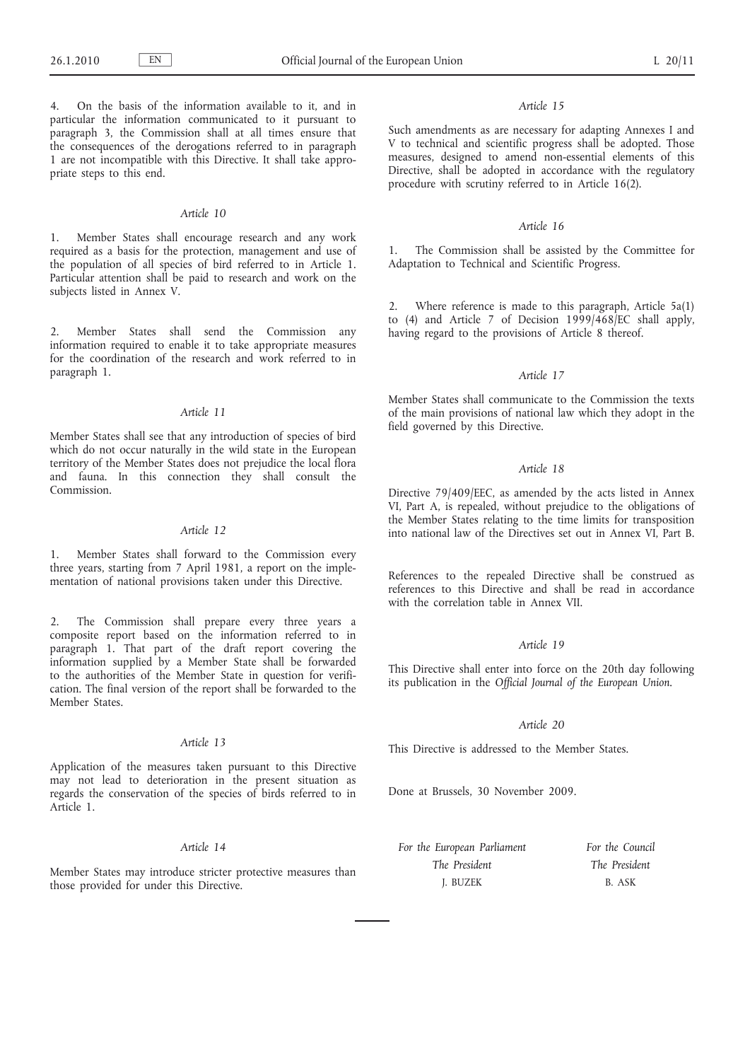4. On the basis of the information available to it, and in particular the information communicated to it pursuant to paragraph 3, the Commission shall at all times ensure that the consequences of the derogations referred to in paragraph 1 are not incompatible with this Directive. It shall take appropriate steps to this end.

*Article 10*

1. Member States shall encourage research and any work required as a basis for the protection, management and use of the population of all species of bird referred to in Article 1. Particular attention shall be paid to research and work on the subjects listed in Annex V.

2. Member States shall send the Commission any information required to enable it to take appropriate measures for the coordination of the research and work referred to in paragraph 1.

*Article 11*

Member States shall see that any introduction of species of bird which do not occur naturally in the wild state in the European territory of the Member States does not prejudice the local flora and fauna. In this connection they shall consult the Commission.

*Article 12*

1. Member States shall forward to the Commission every three years, starting from 7 April 1981, a report on the implementation of national provisions taken under this Directive.

2. The Commission shall prepare every three years a composite report based on the information referred to in paragraph 1. That part of the draft report covering the information supplied by a Member State shall be forwarded to the authorities of the Member State in question for verification. The final version of the report shall be forwarded to the Member States.

*Article 13*

Application of the measures taken pursuant to this Directive may not lead to deterioration in the present situation as regards the conservation of the species of birds referred to in Article 1.

*Article 14*

Member States may introduce stricter protective measures than those provided for under this Directive.

*Article 15*

Such amendments as are necessary for adapting Annexes I and V to technical and scientific progress shall be adopted. Those measures, designed to amend non-essential elements of this Directive, shall be adopted in accordance with the regulatory procedure with scrutiny referred to in Article 16(2).

*Article 16*

1. The Commission shall be assisted by the Committee for Adaptation to Technical and Scientific Progress.

2. Where reference is made to this paragraph, Article 5a(1) to (4) and Article 7 of Decision 1999/468/EC shall apply, having regard to the provisions of Article 8 thereof.

*Article 17*

Member States shall communicate to the Commission the texts of the main provisions of national law which they adopt in the field governed by this Directive.

*Article 18*

Directive 79/409/EEC, as amended by the acts listed in Annex VI, Part A, is repealed, without prejudice to the obligations of the Member States relating to the time limits for transposition into national law of the Directives set out in Annex VI, Part B.

References to the repealed Directive shall be construed as references to this Directive and shall be read in accordance with the correlation table in Annex VII.

*Article 19*

This Directive shall enter into force on the 20th day following its publication in the *Official Journal of the European Union*.

*Article 20*

This Directive is addressed to the Member States.

Done at Brussels, 30 November 2009.

| *For the European Parliament* | *For the Council* |
|---|---|
| *The President* | *The President* |
| J. BUZEK | B. ASK |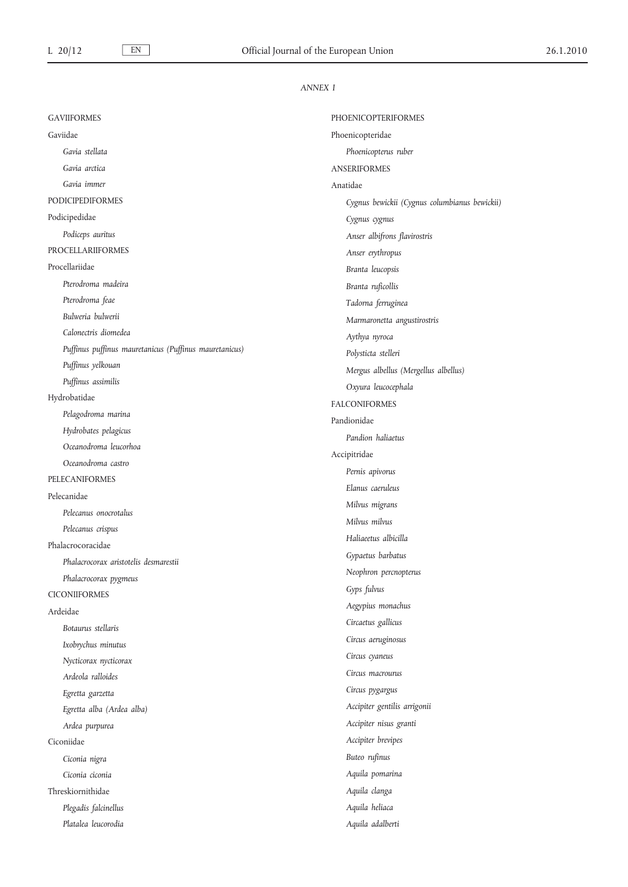*ANNEX I*

GAVIIFORMES

Gaviidae

*Gavia stellata*

*Gavia arctica*

*Gavia immer*

PODICIPEDIFORMES

Podicipedidae

*Podiceps auritus*

PROCELLARIIFORMES

Procellariidae

*Pterodroma madeira*

*Pterodroma feae*

*Bulweria bulwerii*

*Calonectris diomedea*

*Puffinus puffinus mauretanicus (Puffinus mauretanicus)*

*Puffinus yelkouan*

*Puffinus assimilis*

Hydrobatidae

*Pelagodroma marina*

*Hydrobates pelagicus*

*Oceanodroma leucorhoa*

*Oceanodroma castro*

PELECANIFORMES

Pelecanidae

*Pelecanus onocrotalus*

*Pelecanus crispus*

Phalacrocoracidae

*Phalacrocorax aristotelis desmarestii*

*Phalacrocorax pygmeus*

CICONIIFORMES

Ardeidae

*Botaurus stellaris*

*Ixobrychus minutus*

*Nycticorax nycticorax*

*Ardeola ralloides*

*Egretta garzetta*

*Egretta alba (Ardea alba)*

*Ardea purpurea*

Ciconiidae

*Ciconia nigra*

*Ciconia ciconia*

Threskiornithidae

*Plegadis falcinellus*

*Platalea leucorodia*

PHOENICOPTERIFORMES

Phoenicopteridae

*Phoenicopterus ruber*

ANSERIFORMES

Anatidae

*Cygnus bewickii (Cygnus columbianus bewickii)*

*Cygnus cygnus*

*Anser albifrons flavirostris*

*Anser erythropus*

*Branta leucopsis*

*Branta ruficollis*

*Tadorna ferruginea*

*Marmaronetta angustirostris*

*Aythya nyroca*

*Polysticta stelleri*

*Mergus albellus (Mergellus albellus)*

*Oxyura leucocephala*

FALCONIFORMES

Pandionidae

*Pandion haliaetus*

Accipitridae

*Pernis apivorus*

*Elanus caeruleus*

*Milvus migrans*

*Milvus milvus*

*Haliaeetus albicilla*

*Gypaetus barbatus*

*Neophron percnopterus*

*Gyps fulvus*

*Aegypius monachus*

*Circaetus gallicus*

*Circus aeruginosus*

*Circus cyaneus*

*Circus macrourus*

*Circus pygargus*

*Accipiter gentilis arrigonii*

*Accipiter nisus granti*

*Accipiter brevipes*

*Buteo rufinus*

*Aquila pomarina*

*Aquila clanga*

*Aquila heliaca*

*Aquila adalberti*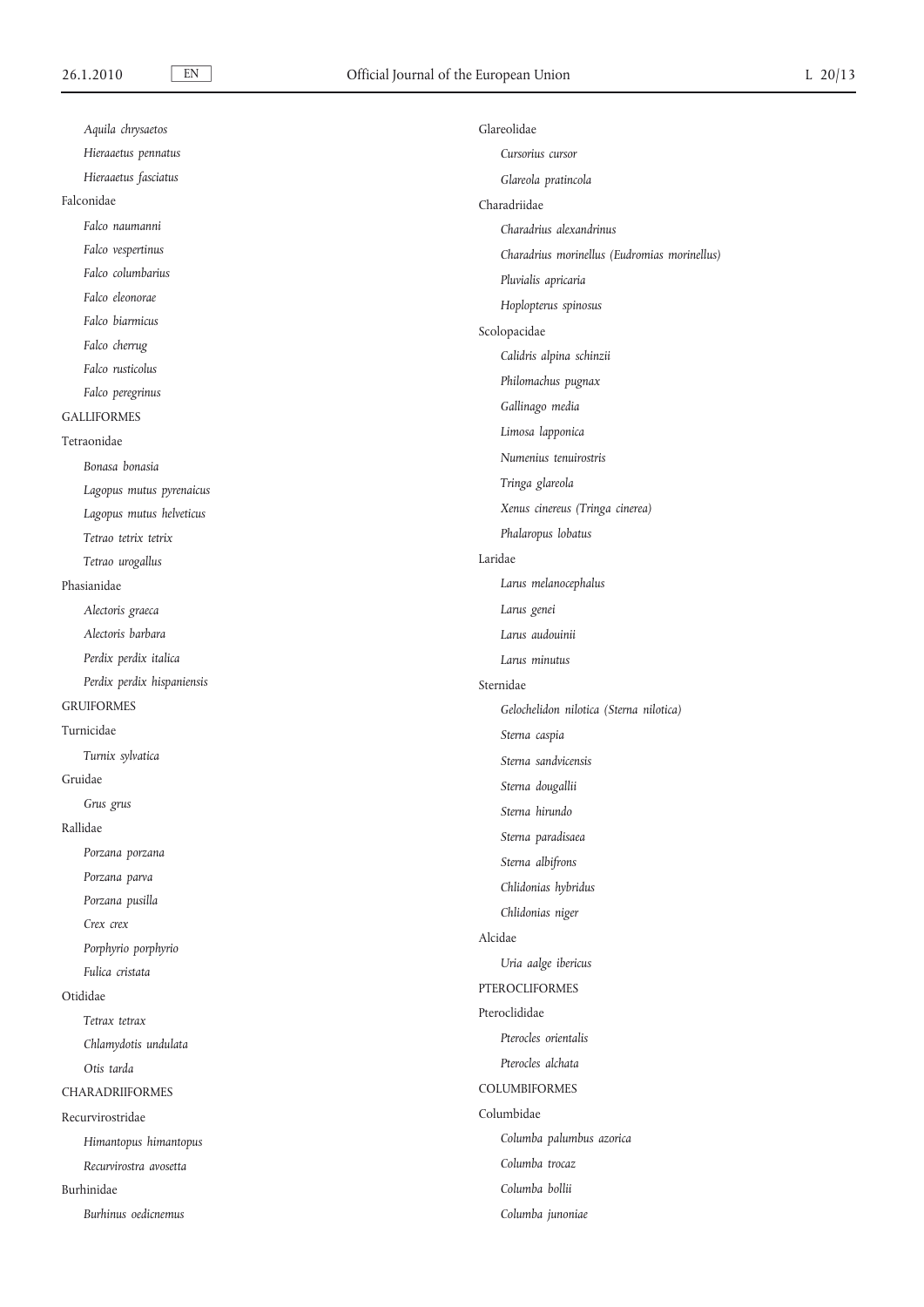*Aquila chrysaetos*

*Hieraaetus pennatus*

*Hieraaetus fasciatus*

Falconidae

*Falco naumanni*

*Falco vespertinus*

*Falco columbarius*

*Falco eleonorae*

*Falco biarmicus*

*Falco cherrug*

*Falco rusticolus*

*Falco peregrinus*

GALLIFORMES

Tetraonidae

*Bonasa bonasia*

*Lagopus mutus pyrenaicus*

*Lagopus mutus helveticus*

*Tetrao tetrix tetrix*

*Tetrao urogallus*

Phasianidae

*Alectoris graeca*

*Alectoris barbara*

*Perdix perdix italica*

*Perdix perdix hispaniensis*

GRUIFORMES

Turnicidae

*Turnix sylvatica*

Gruidae

*Grus grus*

Rallidae

*Porzana porzana*

*Porzana parva*

*Porzana pusilla*

*Crex crex*

*Porphyrio porphyrio*

*Fulica cristata*

Otididae

*Tetrax tetrax*

*Chlamydotis undulata*

*Otis tarda*

CHARADRIIFORMES

Recurvirostridae

*Himantopus himantopus*

*Recurvirostra avosetta*

Burhinidae

*Burhinus oedicnemus*

Glareolidae

*Cursorius cursor*

*Glareola pratincola*

Charadriidae

*Charadrius alexandrinus*

*Charadrius morinellus (Eudromias morinellus)*

*Pluvialis apricaria*

*Hoplopterus spinosus*

Scolopacidae

*Calidris alpina schinzii*

*Philomachus pugnax*

*Gallinago media*

*Limosa lapponica*

*Numenius tenuirostris*

*Tringa glareola*

*Xenus cinereus (Tringa cinerea)*

*Phalaropus lobatus*

Laridae

*Larus melanocephalus*

*Larus genei*

*Larus audouinii*

*Larus minutus*

Sternidae

*Gelochelidon nilotica (Sterna nilotica)*

*Sterna caspia*

*Sterna sandvicensis*

*Sterna dougallii*

*Sterna hirundo*

*Sterna paradisaea*

*Sterna albifrons*

*Chlidonias hybridus*

*Chlidonias niger*

Alcidae

*Uria aalge ibericus*

PTEROCLIFORMES

Pteroclididae

*Pterocles orientalis*

*Pterocles alchata*

COLUMBIFORMES

Columbidae

*Columba palumbus azorica*

*Columba trocaz*

*Columba bollii*

*Columba junoniae*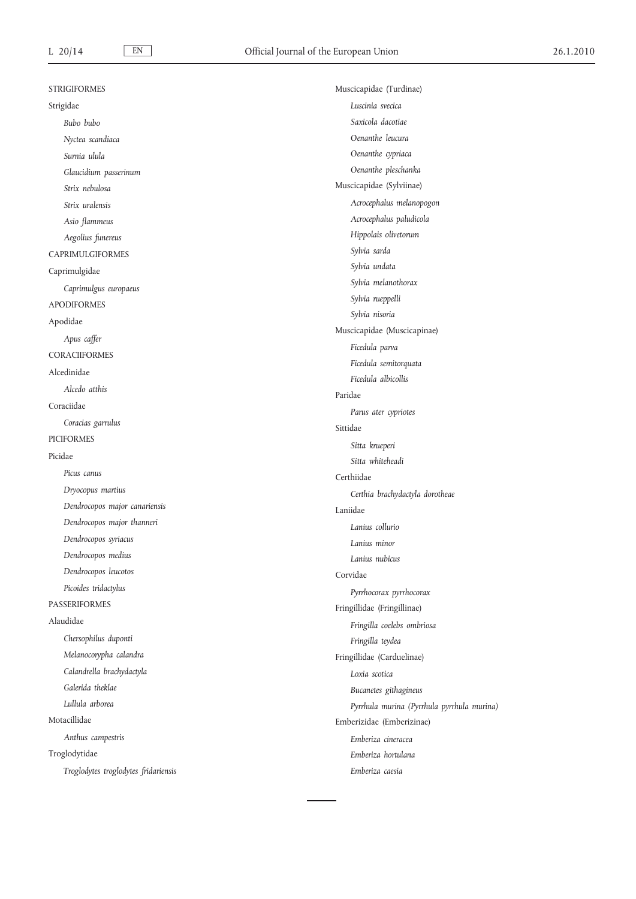STRIGIFORMES

Strigidae

*Bubo bubo*

*Nyctea scandiaca*

*Surnia ulula*

*Glaucidium passerinum*

*Strix nebulosa*

*Strix uralensis*

*Asio flammeus*

*Aegolius funereus*

CAPRIMULGIFORMES

Caprimulgidae

*Caprimulgus europaeus*

APODIFORMES

Apodidae

*Apus caffer*

CORACIIFORMES

Alcedinidae

*Alcedo atthis*

Coraciidae

*Coracias garrulus*

PICIFORMES

Picidae

*Picus canus*

*Dryocopus martius*

*Dendrocopos major canariensis*

*Dendrocopos major thanneri*

*Dendrocopos syriacus*

*Dendrocopos medius*

*Dendrocopos leucotos*

*Picoides tridactylus*

PASSERIFORMES

Alaudidae

*Chersophilus duponti*

*Melanocorypha calandra*

*Calandrella brachydactyla*

*Galerida theklae*

*Lullula arborea*

Motacillidae

*Anthus campestris*

Troglodytidae

*Troglodytes troglodytes fridariensis*

Muscicapidae (Turdinae)

*Luscinia svecica*

*Saxicola dacotiae*

*Oenanthe leucura*

*Oenanthe cypriaca*

*Oenanthe pleschanka*

Muscicapidae (Sylviinae)

*Acrocephalus melanopogon*

*Acrocephalus paludicola*

*Hippolais olivetorum*

*Sylvia sarda*

*Sylvia undata*

*Sylvia melanothorax*

*Sylvia rueppelli*

*Sylvia nisoria*

Muscicapidae (Muscicapinae)

*Ficedula parva*

*Ficedula semitorquata*

*Ficedula albicollis*

Paridae

*Parus ater cypriotes*

Sittidae

*Sitta krueperi*

*Sitta whiteheadi*

Certhiidae

*Certhia brachydactyla dorotheae*

Laniidae

*Lanius collurio*

*Lanius minor*

*Lanius nubicus*

Corvidae

*Pyrrhocorax pyrrhocorax*

Fringillidae (Fringillinae)

*Fringilla coelebs ombriosa*

*Fringilla teydea*

Fringillidae (Carduelinae)

*Loxia scotica*

*Bucanetes githagineus*

*Pyrrhula murina (Pyrrhula pyrrhula murina)*

Emberizidae (Emberizinae)

*Emberiza cineracea*

*Emberiza hortulana*

*Emberiza caesia*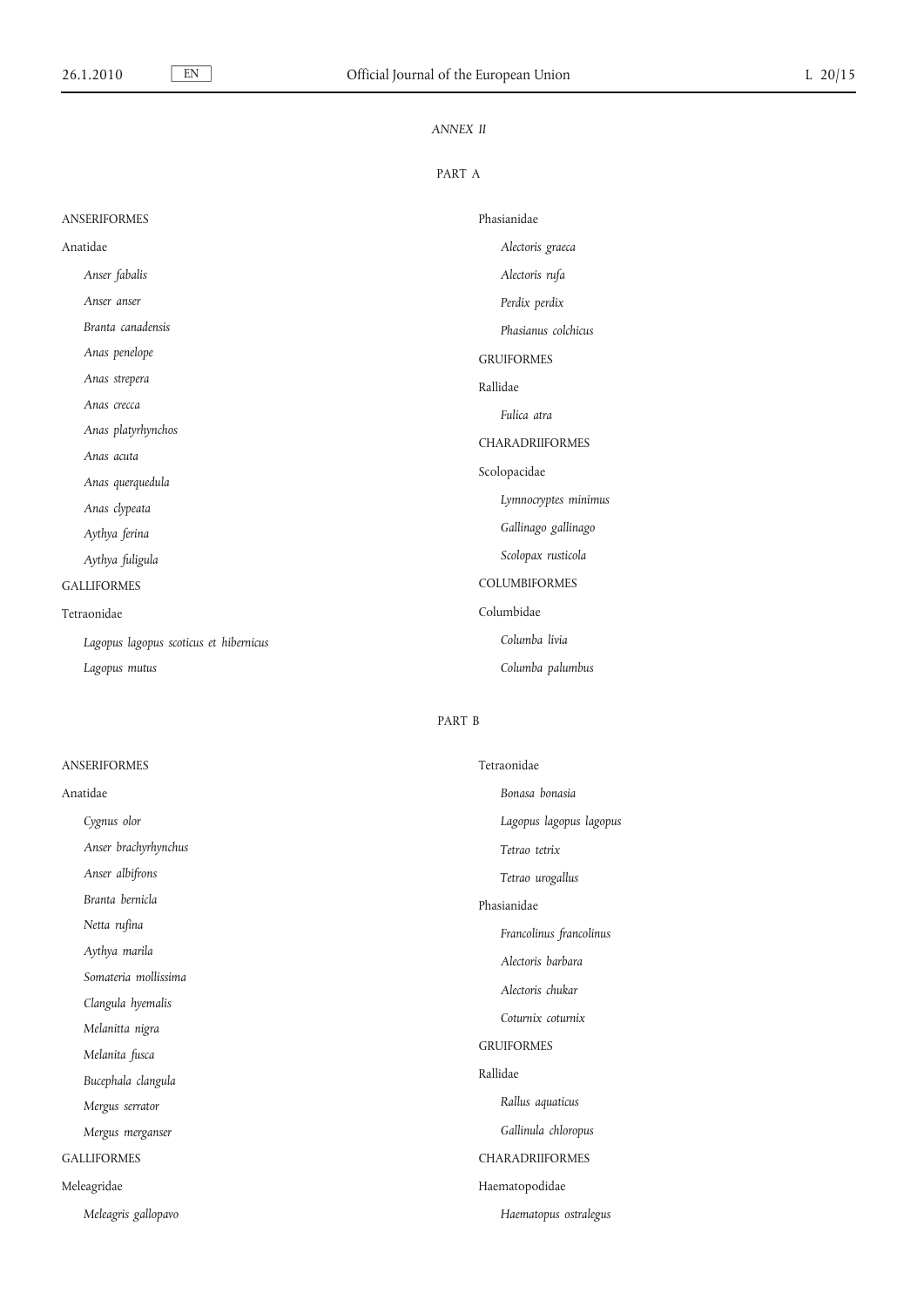*ANNEX II*

PART A

ANSERIFORMES

Anatidae

*Anser fabalis*

*Anser anser*

*Branta canadensis*

*Anas penelope*

*Anas strepera*

*Anas crecca*

*Anas platyrhynchos*

*Anas acuta*

*Anas querquedula*

*Anas clypeata*

*Aythya ferina*

*Aythya fuligula*

GALLIFORMES

Tetraonidae

*Lagopus lagopus scoticus et hibernicus*

*Lagopus mutus*

Phasianidae

*Alectoris graeca*

*Alectoris rufa*

*Perdix perdix*

*Phasianus colchicus*

GRUIFORMES

Rallidae

*Fulica atra*

CHARADRIIFORMES

Scolopacidae

*Lymnocryptes minimus*

*Gallinago gallinago*

*Scolopax rusticola*

COLUMBIFORMES

Columbidae

*Columba livia*

*Columba palumbus*

PART B

ANSERIFORMES

Anatidae

*Cygnus olor*

*Anser brachyrhynchus*

*Anser albifrons*

*Branta bernicla*

*Netta rufina*

*Aythya marila*

*Somateria mollissima*

*Clangula hyemalis*

*Melanitta nigra*

*Melanita fusca*

*Bucephala clangula*

*Mergus serrator*

*Mergus merganser*

GALLIFORMES

Meleagridae

*Meleagris gallopavo*

Tetraonidae

*Bonasa bonasia*

*Lagopus lagopus lagopus*

*Tetrao tetrix*

*Tetrao urogallus*

Phasianidae

*Francolinus francolinus*

*Alectoris barbara*

*Alectoris chukar*

*Coturnix coturnix*

GRUIFORMES

Rallidae

*Rallus aquaticus*

*Gallinula chloropus*

CHARADRIIFORMES

Haematopodidae

*Haematopus ostralegus*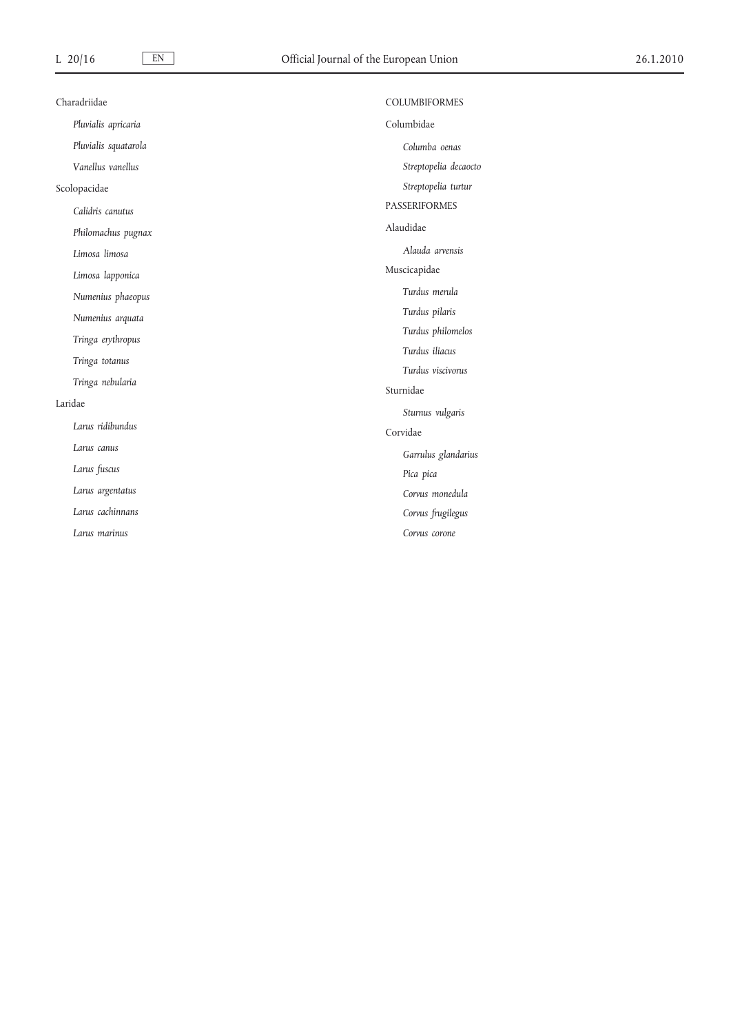Charadriidae

*Pluvialis apricaria*

*Pluvialis squatarola*

*Vanellus vanellus*

Scolopacidae

*Calidris canutus*

*Philomachus pugnax*

*Limosa limosa*

*Limosa lapponica*

*Numenius phaeopus*

*Numenius arquata*

*Tringa erythropus*

*Tringa totanus*

*Tringa nebularia*

Laridae

*Larus ridibundus*

*Larus canus*

*Larus fuscus*

*Larus argentatus*

*Larus cachinnans*

*Larus marinus*

COLUMBIFORMES

Columbidae

*Columba oenas*

*Streptopelia decaocto*

*Streptopelia turtur*

PASSERIFORMES

Alaudidae

*Alauda arvensis*

Muscicapidae

*Turdus merula*

*Turdus pilaris*

*Turdus philomelos*

*Turdus iliacus*

*Turdus viscivorus*

Sturnidae

*Sturnus vulgaris*

Corvidae

*Garrulus glandarius*

*Pica pica*

*Corvus monedula*

*Corvus frugilegus*

*Corvus corone*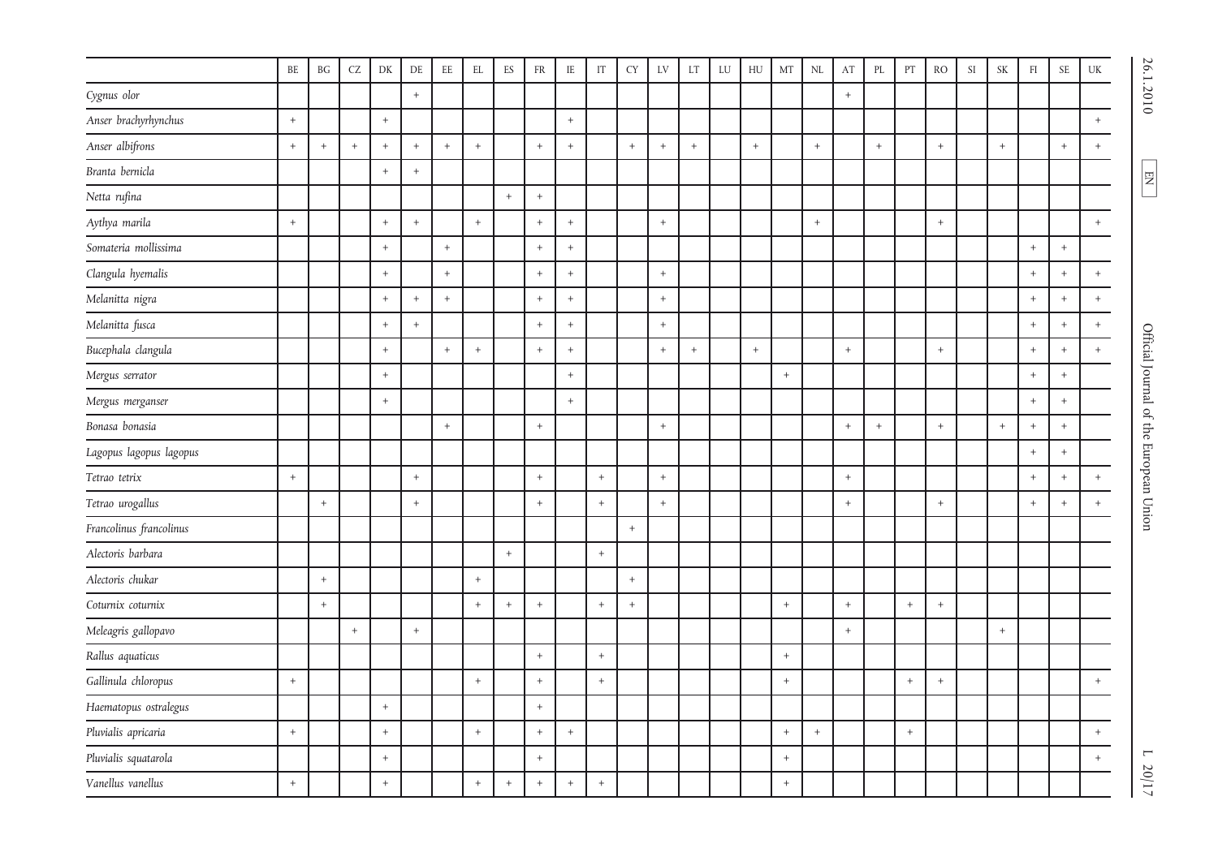| | BE | BG | CZ | DK | DE | EE | EL | ES | FR | IE | IT | CY | LV | LT | LU | HU | MT | NL | AT | PL | PT | RO | SI | SK | FI | SE | UK |
|---|---|---|---|---|---|---|---|---|---|---|---|---|---|---|---|---|---|---|---|---|---|---|---|---|---|---|---|
| *Cygnus olor* | | | | | + | | | | | | | | | | | | | | + | | | | | | | | |
| *Anser brachyrhynchus* | + | | | + | | | | | | + | | | | | | | | | | | | | | | | | + |
| *Anser albifrons* | + | + | + | + | + | + | + | | + | + | | + | + | + | | + | | + | | + | | + | | + | | + | + |
| *Branta bernicla* | | | | + | + | | | | | | | | | | | | | | | | | | | | | | |
| *Netta rufina* | | | | | | | | + | + | | | | | | | | | | | | | | | | | | |
| *Aythya marila* | + | | | + | + | | + | | + | + | | | + | | | | | + | | | | + | | | | | + |
| *Somateria mollissima* | | | | + | | + | | | + | + | | | | | | | | | | | | | | | + | + | |
| *Clangula hyemalis* | | | | + | | + | | | + | + | | | + | | | | | | | | | | | | + | + | + |
| *Melanitta nigra* | | | | + | + | + | | | + | + | | | + | | | | | | | | | | | | + | + | + |
| *Melanitta fusca* | | | | + | + | | | | + | + | | | + | | | | | | | | | | | | + | + | + |
| *Bucephala clangula* | | | | + | | + | + | | + | + | | | + | + | | + | | | + | | | + | | | + | + | + |
| *Mergus serrator* | | | | + | | | | | | + | | | | | | | + | | | | | | | | + | + | |
| *Mergus merganser* | | | | + | | | | | | + | | | | | | | | | | | | | | | + | + | |
| *Bonasa bonasia* | | | | | | + | | | + | | | | + | | | | | | + | + | | + | | + | + | + | |
| *Lagopus lagopus lagopus* | | | | | | | | | | | | | | | | | | | | | | | | | + | + | |
| *Tetrao tetrix* | + | | | | + | | | | + | | + | | + | | | | | | + | | | | | | + | + | + |
| *Tetrao urogallus* | | + | | | + | | | | + | | + | | + | | | | | | + | | | + | | | + | + | + |
| *Francolinus francolinus* | | | | | | | | | | | | + | | | | | | | | | | | | | | | |
| *Alectoris barbara* | | | | | | | | + | | | + | | | | | | | | | | | | | | | | |
| *Alectoris chukar* | | + | | | | | + | | | | | + | | | | | | | | | | | | | | | |
| *Coturnix coturnix* | | + | | | | | + | + | + | | + | + | | | | | + | | + | | + | + | | | | | |
| *Meleagris gallopavo* | | | + | | + | | | | | | | | | | | | | | + | | | | | + | | | |
| *Rallus aquaticus* | | | | | | | | | + | | + | | | | | | + | | | | | | | | | | |
| *Gallinula chloropus* | + | | | | | | + | | + | | + | | | | | | + | | | | + | + | | | | | + |
| *Haematopus ostralegus* | | | | + | | | | | + | | | | | | | | | | | | | | | | | | |
| *Pluvialis apricaria* | + | | | + | | | + | | + | + | | | | | | | + | + | | | + | | | | | | + |
| *Pluvialis squatarola* | | | | + | | | | | + | | | | | | | | + | | | | | | | | | | + |
| *Vanellus vanellus* | + | | | + | | | + | + | + | + | + | | | | | | + | | | | | | | | | | |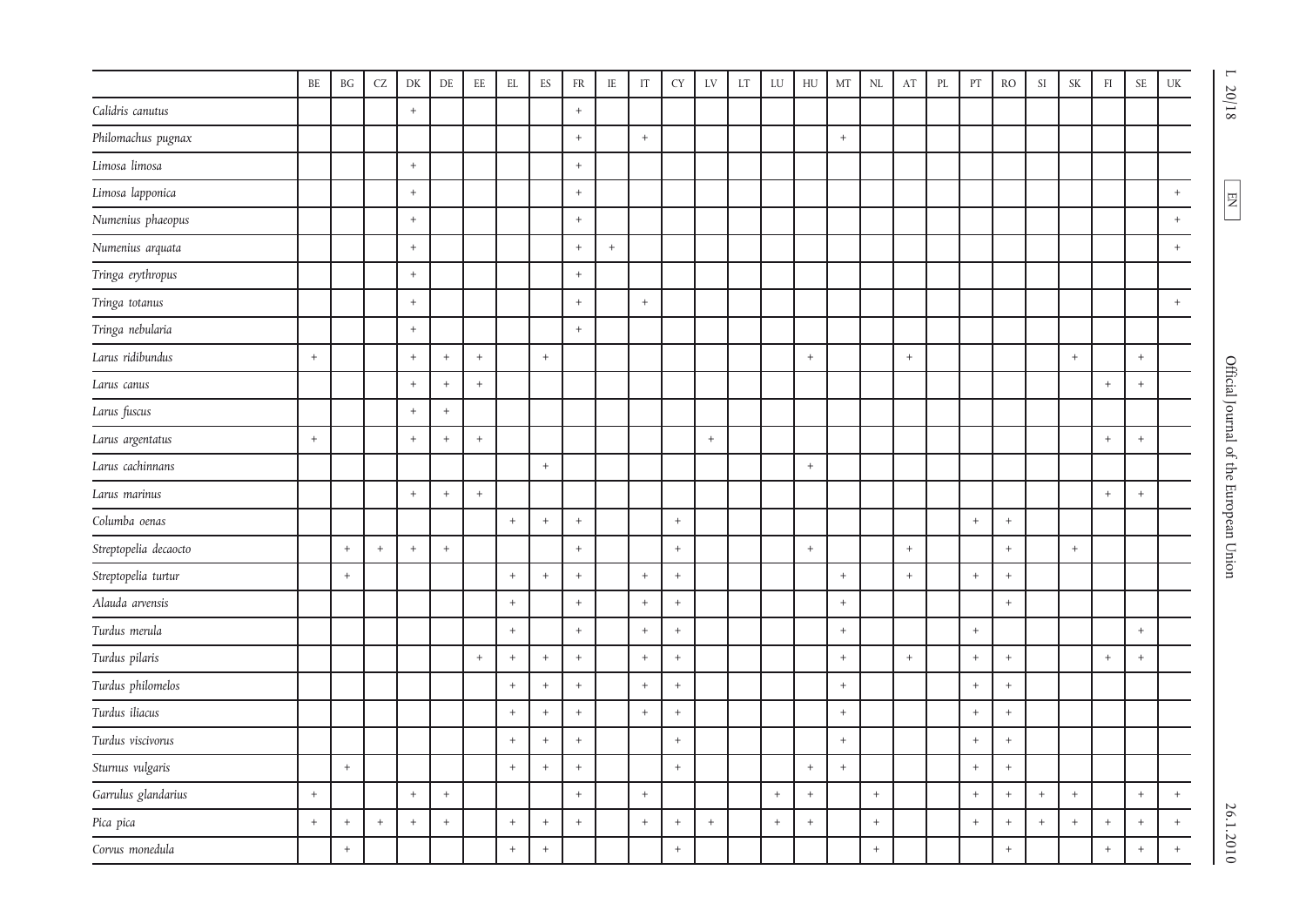| | BE | BG | CZ | DK | DE | EE | EL | ES | FR | IE | IT | CY | LV | LT | LU | HU | MT | NL | AT | PL | PT | RO | SI | SK | FI | SE | UK |
|---|---|---|---|---|---|---|---|---|---|---|---|---|---|---|---|---|---|---|---|---|---|---|---|---|---|---|---|
| *Calidris canutus* | | | | + | | | | | + | | | | | | | | | | | | | | | | | | |
| *Philomachus pugnax* | | | | | | | | | + | | + | | | | | | + | | | | | | | | | | |
| *Limosa limosa* | | | | + | | | | | + | | | | | | | | | | | | | | | | | | |
| *Limosa lapponica* | | | | + | | | | | + | | | | | | | | | | | | | | | | | | + |
| *Numenius phaeopus* | | | | + | | | | | + | | | | | | | | | | | | | | | | | | + |
| *Numenius arquata* | | | | + | | | | | + | + | | | | | | | | | | | | | | | | | + |
| *Tringa erythropus* | | | | + | | | | | + | | | | | | | | | | | | | | | | | | |
| *Tringa totanus* | | | | + | | | | | + | | + | | | | | | | | | | | | | | | | + |
| *Tringa nebularia* | | | | + | | | | | + | | | | | | | | | | | | | | | | | | |
| *Larus ridibundus* | + | | | + | + | + | | + | | | | | | | | + | | | + | | | | | + | | + | |
| *Larus canus* | | | | + | + | + | | | | | | | | | | | | | | | | | | | + | + | |
| *Larus fuscus* | | | | + | + | | | | | | | | | | | | | | | | | | | | | | |
| *Larus argentatus* | + | | | + | + | + | | | | | | | + | | | | | | | | | | | | + | + | |
| *Larus cachinnans* | | | | | | | | + | | | | | | | | + | | | | | | | | | | | |
| *Larus marinus* | | | | + | + | + | | | | | | | | | | | | | | | | | | | + | + | |
| *Columba oenas* | | | | | | | + | + | + | | | + | | | | | | | | | + | + | | | | | |
| *Streptopelia decaocto* | | + | + | + | + | | | | + | | | + | | | | + | | | + | | | + | | + | | | |
| *Streptopelia turtur* | | + | | | | | + | + | + | | + | + | | | | | + | | + | | + | + | | | | | |
| *Alauda arvensis* | | | | | | | + | | + | | + | + | | | | | + | | | | | + | | | | | |
| *Turdus merula* | | | | | | | + | | + | | + | + | | | | | + | | | | + | | | | | + | |
| *Turdus pilaris* | | | | | | + | + | + | + | | + | + | | | | | + | | + | | + | + | | | + | + | |
| *Turdus philomelos* | | | | | | | + | + | + | | + | + | | | | | + | | | | + | + | | | | | |
| *Turdus iliacus* | | | | | | | + | + | + | | + | + | | | | | + | | | | + | + | | | | | |
| *Turdus viscivorus* | | | | | | | + | + | + | | | + | | | | | + | | | | + | + | | | | | |
| *Sturnus vulgaris* | | + | | | | | + | + | + | | | + | | | | + | + | | | | + | + | | | | | |
| *Garrulus glandarius* | + | | | + | + | | | | + | | + | | | | + | + | | + | | | + | + | + | + | | + | + |
| *Pica pica* | + | + | + | + | + | | + | + | + | | + | + | + | | + | + | | + | | | + | + | + | + | + | + | + |
| *Corvus monedula* | | + | | | | | + | + | | | | + | | | | | | + | | | | + | | | + | + | + |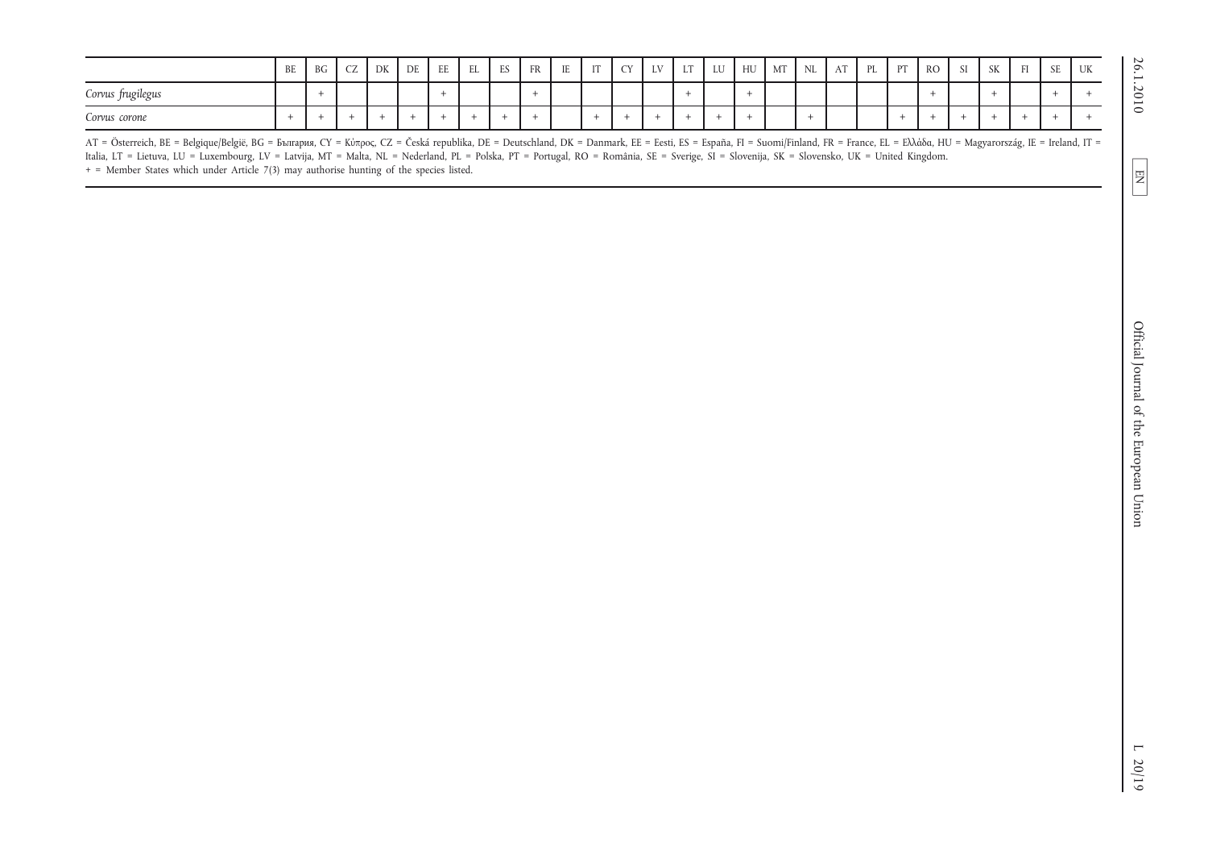| | BE | BG | CZ | DK | DE | EE | EL | ES | FR | IE | IT | CY | LV | LT | LU | HU | MT | NL | AT | PL | PT | RO | SI | SK | FI | SE | UK |
|---|---|---|---|---|---|---|---|---|---|---|---|---|---|---|---|---|---|---|---|---|---|---|---|---|---|---|---|
| *Corvus frugilegus* | | + | | | | + | | | + | | | | | + | | + | | | | | | + | | + | | + | + |
| *Corvus corone* | + | + | + | + | + | + | + | + | + | | + | + | + | + | + | + | | + | | | + | + | + | + | + | + | + |

AT = Österreich, BE = Belgique/België, BG = България, CY = Κύπρος, CZ = Česká republika, DE = Deutschland, DK = Danmark, EE = Eesti, ES = España, FI = Suomi/Finland, FR = France, EL = Ελλάδα, HU = Magyarország, IE = Ireland, IT = Italia, LT = Lietuva, LU = Luxembourg, LV = Latvija, MT = Malta, NL = Nederland, PL = Polska, PT = Portugal, RO = România, SE = Sverige, SI = Slovenija, SK = Slovensko, UK = United Kingdom.

+ = Member States which under Article 7(3) may authorise hunting of the species listed.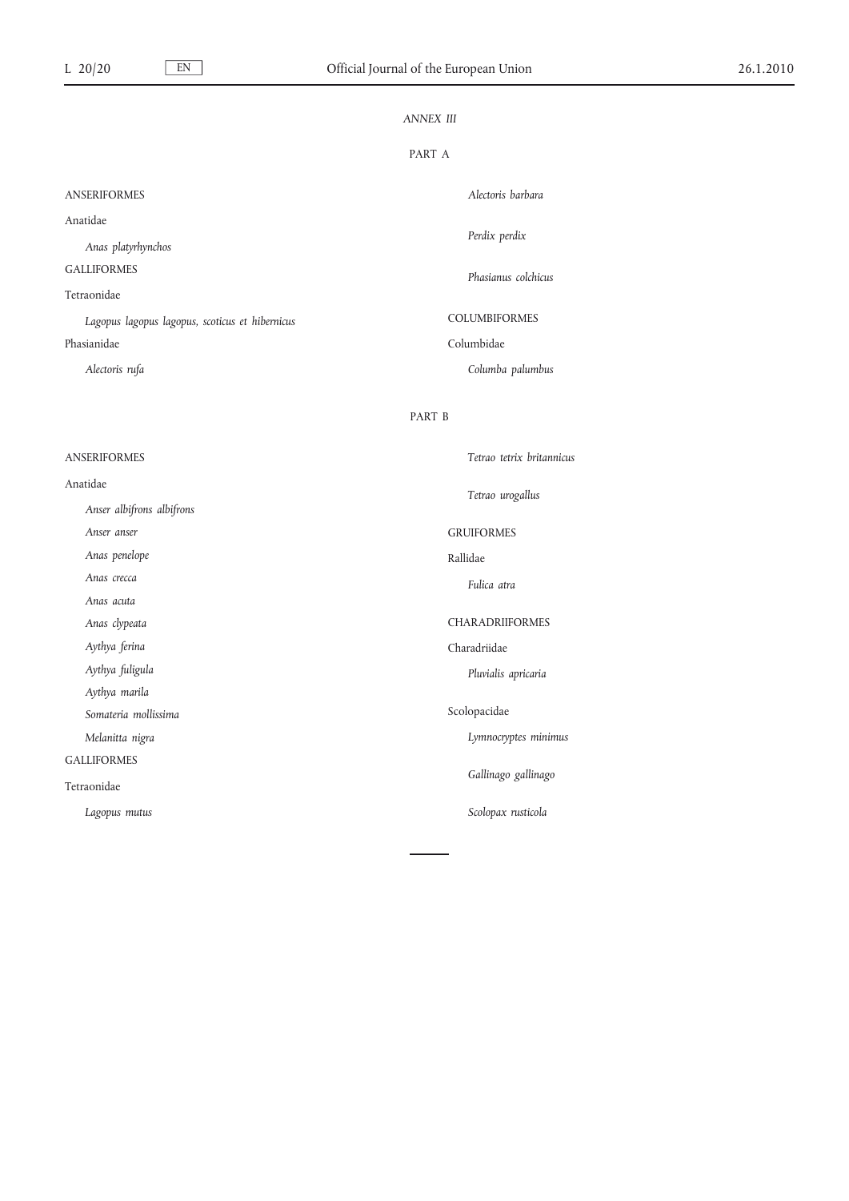*ANNEX III*

PART A

ANSERIFORMES

Anatidae

*Anas platyrhynchos*

GALLIFORMES

Tetraonidae

*Lagopus lagopus lagopus, scoticus et hibernicus*

Phasianidae

*Alectoris rufa*

*Alectoris barbara*

*Perdix perdix*

*Phasianus colchicus*

COLUMBIFORMES

Columbidae

*Columba palumbus*

PART B

ANSERIFORMES

Anatidae

*Anser albifrons albifrons*

*Anser anser*

*Anas penelope*

*Anas crecca*

*Anas acuta*

*Anas clypeata*

*Aythya ferina*

*Aythya fuligula*

*Aythya marila*

*Somateria mollissima*

*Melanitta nigra*

GALLIFORMES

Tetraonidae

*Lagopus mutus*

*Tetrao tetrix britannicus*

*Tetrao urogallus*

GRUIFORMES

Rallidae

*Fulica atra*

CHARADRIIFORMES

Charadriidae

*Pluvialis apricaria*

Scolopacidae

*Lymnocryptes minimus*

*Gallinago gallinago*

*Scolopax rusticola*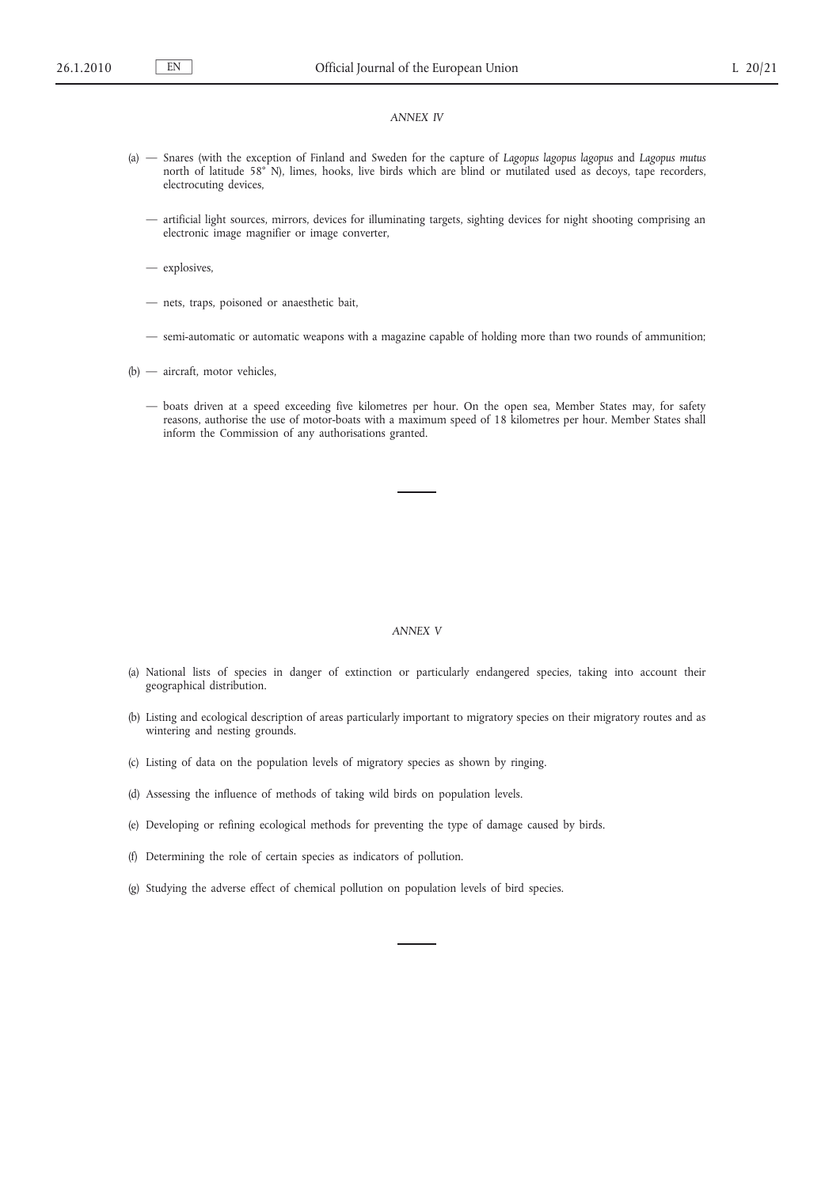## *ANNEX IV*

(a) — Snares (with the exception of Finland and Sweden for the capture of *Lagopus lagopus lagopus* and *Lagopus mutus* north of latitude 58° N), limes, hooks, live birds which are blind or mutilated used as decoys, tape recorders, electrocuting devices,

— artificial light sources, mirrors, devices for illuminating targets, sighting devices for night shooting comprising an electronic image magnifier or image converter,

— explosives,

— nets, traps, poisoned or anaesthetic bait,

— semi-automatic or automatic weapons with a magazine capable of holding more than two rounds of ammunition;

(b) — aircraft, motor vehicles,

— boats driven at a speed exceeding five kilometres per hour. On the open sea, Member States may, for safety reasons, authorise the use of motor-boats with a maximum speed of 18 kilometres per hour. Member States shall inform the Commission of any authorisations granted.

## *ANNEX V*

(a) National lists of species in danger of extinction or particularly endangered species, taking into account their geographical distribution.

(b) Listing and ecological description of areas particularly important to migratory species on their migratory routes and as wintering and nesting grounds.

(c) Listing of data on the population levels of migratory species as shown by ringing.

(d) Assessing the influence of methods of taking wild birds on population levels.

(e) Developing or refining ecological methods for preventing the type of damage caused by birds.

(f) Determining the role of certain species as indicators of pollution.

(g) Studying the adverse effect of chemical pollution on population levels of bird species.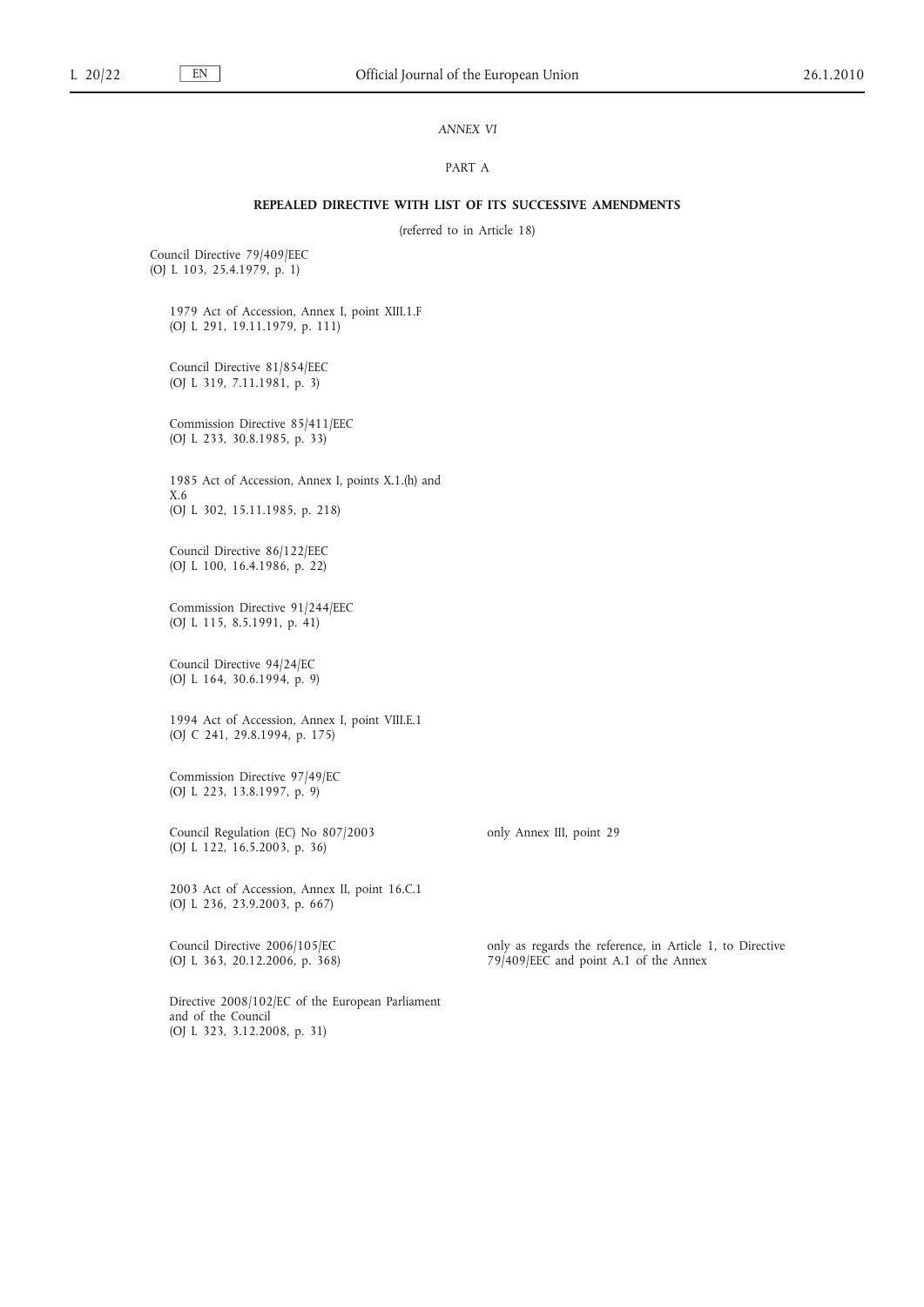*ANNEX VI*

PART A

**REPEALED DIRECTIVE WITH LIST OF ITS SUCCESSIVE AMENDMENTS**

(referred to in Article 18)

| | |
|---|---|
| Council Directive 79/409/EEC (OJ L 103, 25.4.1979, p. 1) | |
| 1979 Act of Accession, Annex I, point XIII.1.F (OJ L 291, 19.11.1979, p. 111) | |
| Council Directive 81/854/EEC (OJ L 319, 7.11.1981, p. 3) | |
| Commission Directive 85/411/EEC (OJ L 233, 30.8.1985, p. 33) | |
| 1985 Act of Accession, Annex I, points X.1.(h) and X.6 (OJ L 302, 15.11.1985, p. 218) | |
| Council Directive 86/122/EEC (OJ L 100, 16.4.1986, p. 22) | |
| Commission Directive 91/244/EEC (OJ L 115, 8.5.1991, p. 41) | |
| Council Directive 94/24/EC (OJ L 164, 30.6.1994, p. 9) | |
| 1994 Act of Accession, Annex I, point VIII.E.1 (OJ C 241, 29.8.1994, p. 175) | |
| Commission Directive 97/49/EC (OJ L 223, 13.8.1997, p. 9) | |
| Council Regulation (EC) No 807/2003 (OJ L 122, 16.5.2003, p. 36) | only Annex III, point 29 |
| 2003 Act of Accession, Annex II, point 16.C.1 (OJ L 236, 23.9.2003, p. 667) | |
| Council Directive 2006/105/EC (OJ L 363, 20.12.2006, p. 368) | only as regards the reference, in Article 1, to Directive 79/409/EEC and point A.1 of the Annex |
| Directive 2008/102/EC of the European Parliament and of the Council (OJ L 323, 3.12.2008, p. 31) | |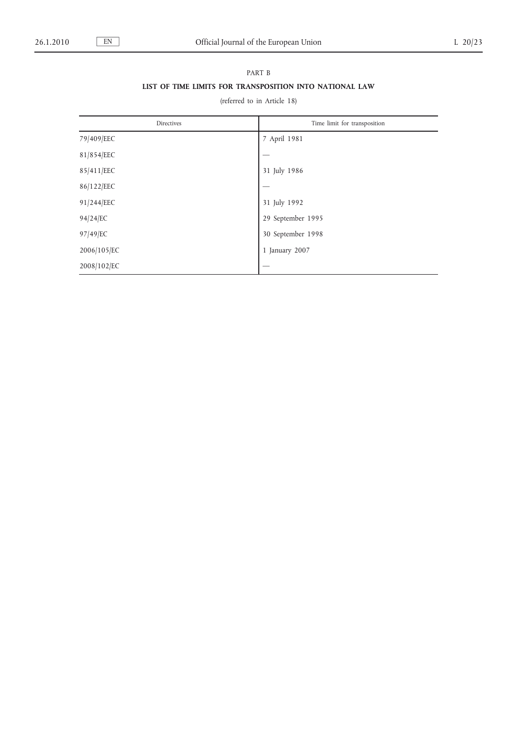PART B

**LIST OF TIME LIMITS FOR TRANSPOSITION INTO NATIONAL LAW**

(referred to in Article 18)

| Directives | Time limit for transposition |
| --- | --- |
| 79/409/EEC | 7 April 1981 |
| 81/854/EEC | — |
| 85/411/EEC | 31 July 1986 |
| 86/122/EEC | — |
| 91/244/EEC | 31 July 1992 |
| 94/24/EC | 29 September 1995 |
| 97/49/EC | 30 September 1998 |
| 2006/105/EC | 1 January 2007 |
| 2008/102/EC | — |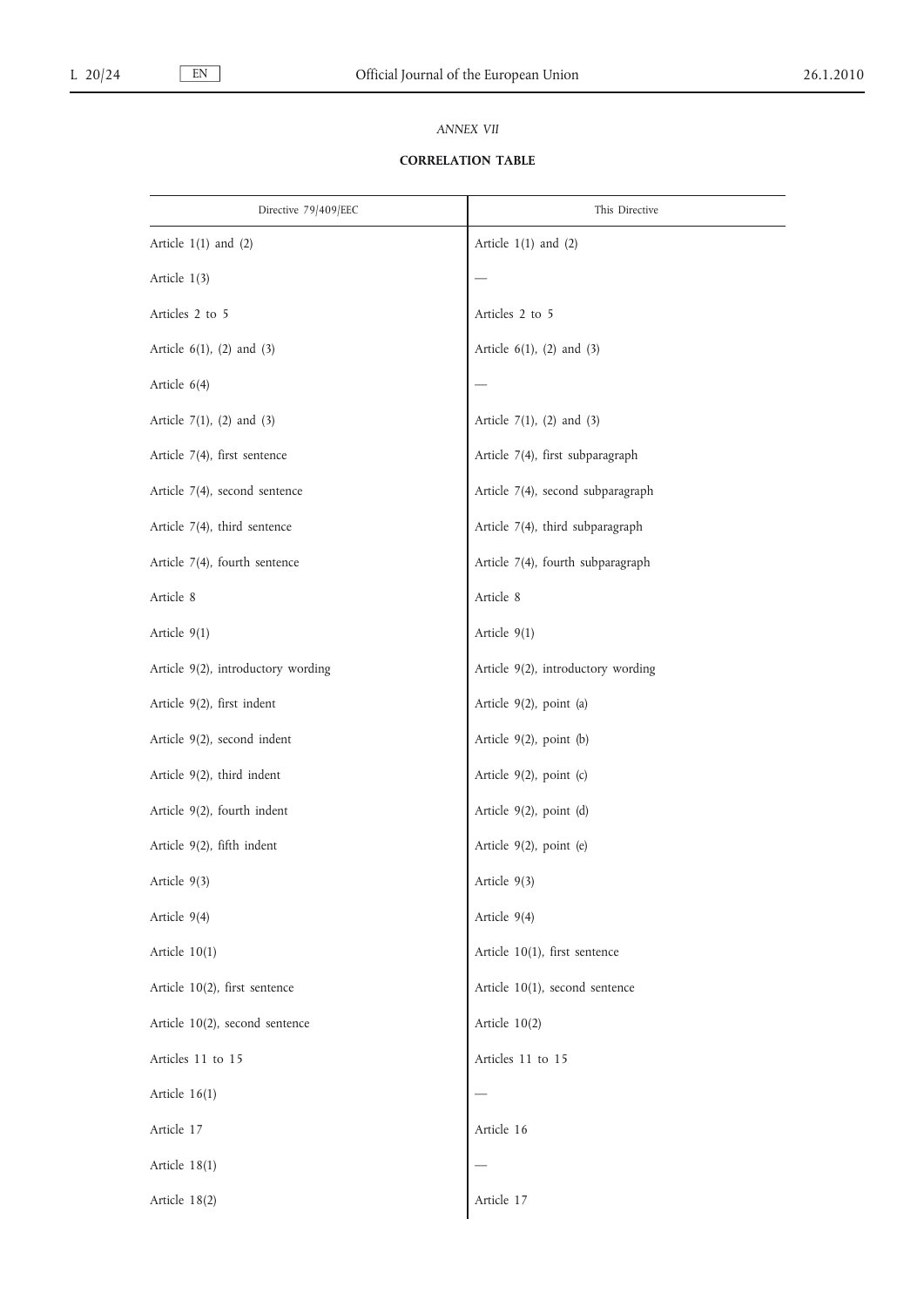*ANNEX VII*

**CORRELATION TABLE**

| Directive 79/409/EEC | This Directive |
|---|---|
| Article 1(1) and (2) | Article 1(1) and (2) |
| Article 1(3) | — |
| Articles 2 to 5 | Articles 2 to 5 |
| Article 6(1), (2) and (3) | Article 6(1), (2) and (3) |
| Article 6(4) | — |
| Article 7(1), (2) and (3) | Article 7(1), (2) and (3) |
| Article 7(4), first sentence | Article 7(4), first subparagraph |
| Article 7(4), second sentence | Article 7(4), second subparagraph |
| Article 7(4), third sentence | Article 7(4), third subparagraph |
| Article 7(4), fourth sentence | Article 7(4), fourth subparagraph |
| Article 8 | Article 8 |
| Article 9(1) | Article 9(1) |
| Article 9(2), introductory wording | Article 9(2), introductory wording |
| Article 9(2), first indent | Article 9(2), point (a) |
| Article 9(2), second indent | Article 9(2), point (b) |
| Article 9(2), third indent | Article 9(2), point (c) |
| Article 9(2), fourth indent | Article 9(2), point (d) |
| Article 9(2), fifth indent | Article 9(2), point (e) |
| Article 9(3) | Article 9(3) |
| Article 9(4) | Article 9(4) |
| Article 10(1) | Article 10(1), first sentence |
| Article 10(2), first sentence | Article 10(1), second sentence |
| Article 10(2), second sentence | Article 10(2) |
| Articles 11 to 15 | Articles 11 to 15 |
| Article 16(1) | — |
| Article 17 | Article 16 |
| Article 18(1) | — |
| Article 18(2) | Article 17 |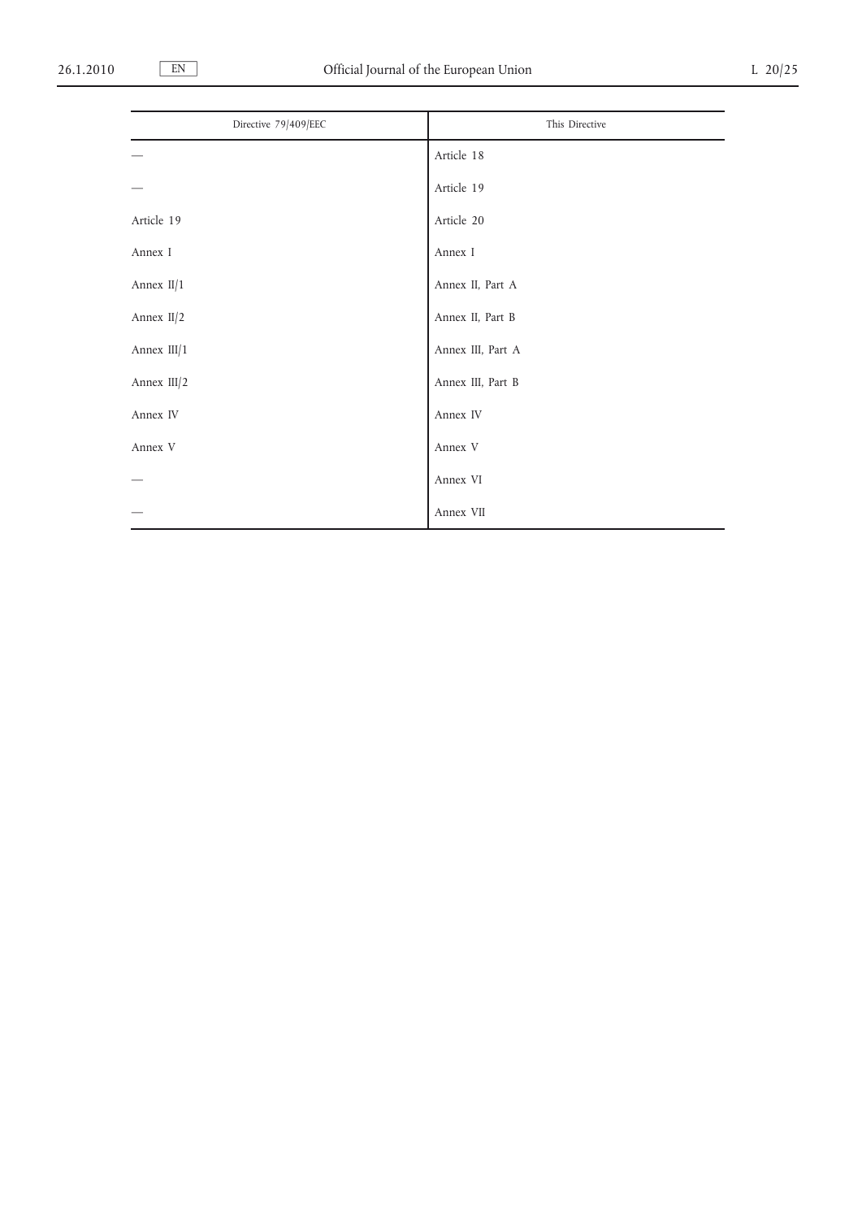| Directive 79/409/EEC | This Directive |
| --- | --- |
| — | Article 18 |
| — | Article 19 |
| Article 19 | Article 20 |
| Annex I | Annex I |
| Annex II/1 | Annex II, Part A |
| Annex II/2 | Annex II, Part B |
| Annex III/1 | Annex III, Part A |
| Annex III/2 | Annex III, Part B |
| Annex IV | Annex IV |
| Annex V | Annex V |
| — | Annex VI |
| — | Annex VII |